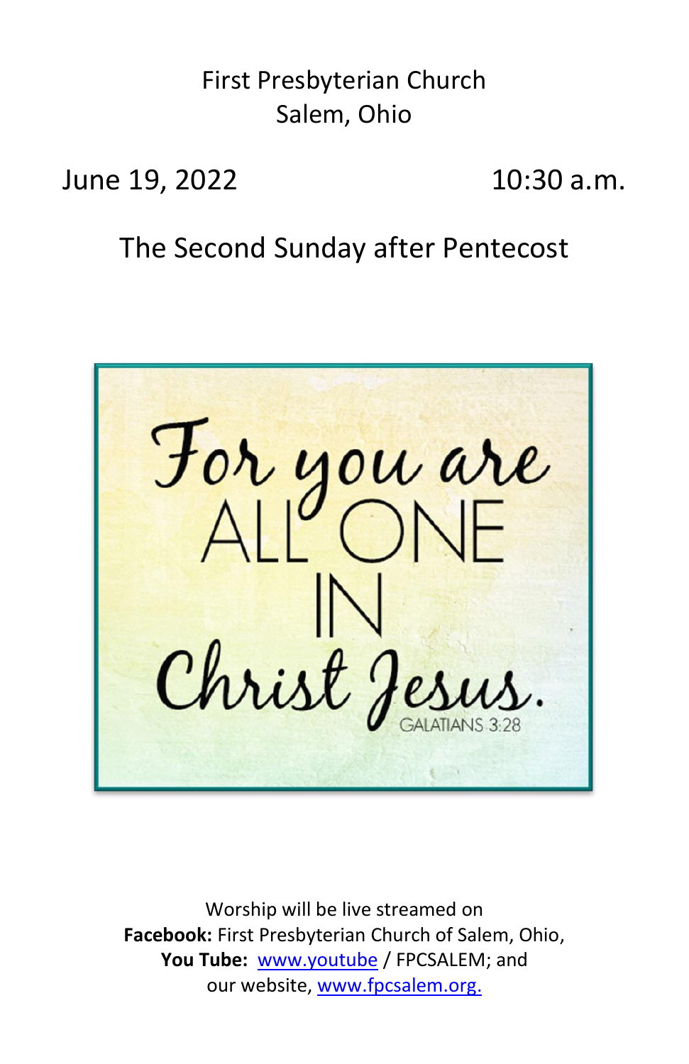# First Presbyterian Church
# Salem, Ohio

June 19, 2022 — 10:30 a.m.

## The Second Sunday after Pentecost

For you are ALL ONE IN Christ Jesus.
GALATIANS 3:28

Worship will be live streamed on
**Facebook:** First Presbyterian Church of Salem, Ohio,
**You Tube:** www.youtube / FPCSALEM; and
our website, www.fpcsalem.org.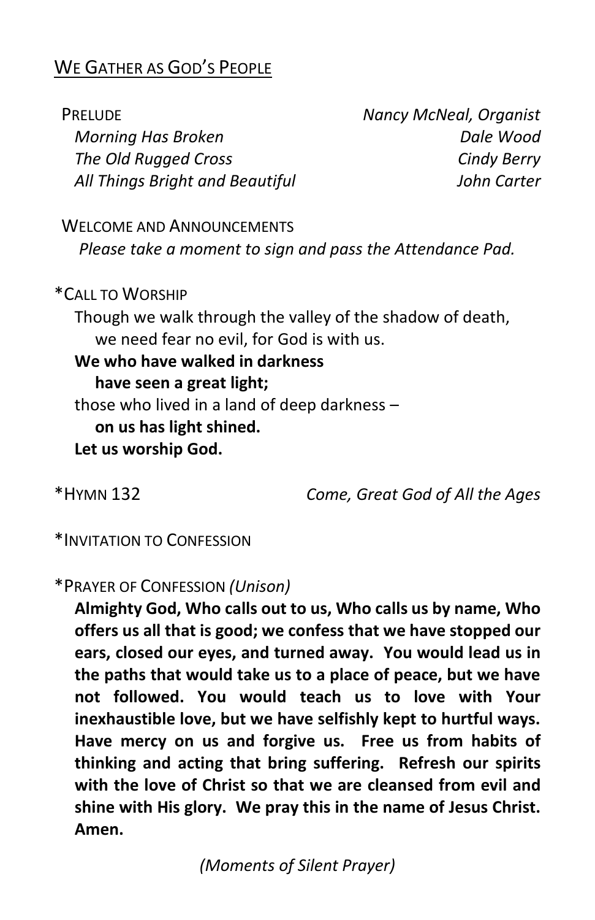## We Gather as God's People

Prelude — *Nancy McNeal, Organist*

*Morning Has Broken* — *Dale Wood*
*The Old Rugged Cross* — *Cindy Berry*
*All Things Bright and Beautiful* — *John Carter*

Welcome and Announcements

*Please take a moment to sign and pass the Attendance Pad.*

*Call to Worship

Though we walk through the valley of the shadow of death,
we need fear no evil, for God is with us.
**We who have walked in darkness**
**have seen a great light;**
those who lived in a land of deep darkness –
**on us has light shined.**
**Let us worship God.**

*Hymn 132 — *Come, Great God of All the Ages*

*Invitation to Confession

*Prayer of Confession *(Unison)*

**Almighty God, Who calls out to us, Who calls us by name, Who offers us all that is good; we confess that we have stopped our ears, closed our eyes, and turned away. You would lead us in the paths that would take us to a place of peace, but we have not followed. You would teach us to love with Your inexhaustible love, but we have selfishly kept to hurtful ways. Have mercy on us and forgive us. Free us from habits of thinking and acting that bring suffering. Refresh our spirits with the love of Christ so that we are cleansed from evil and shine with His glory. We pray this in the name of Jesus Christ. Amen.**

*(Moments of Silent Prayer)*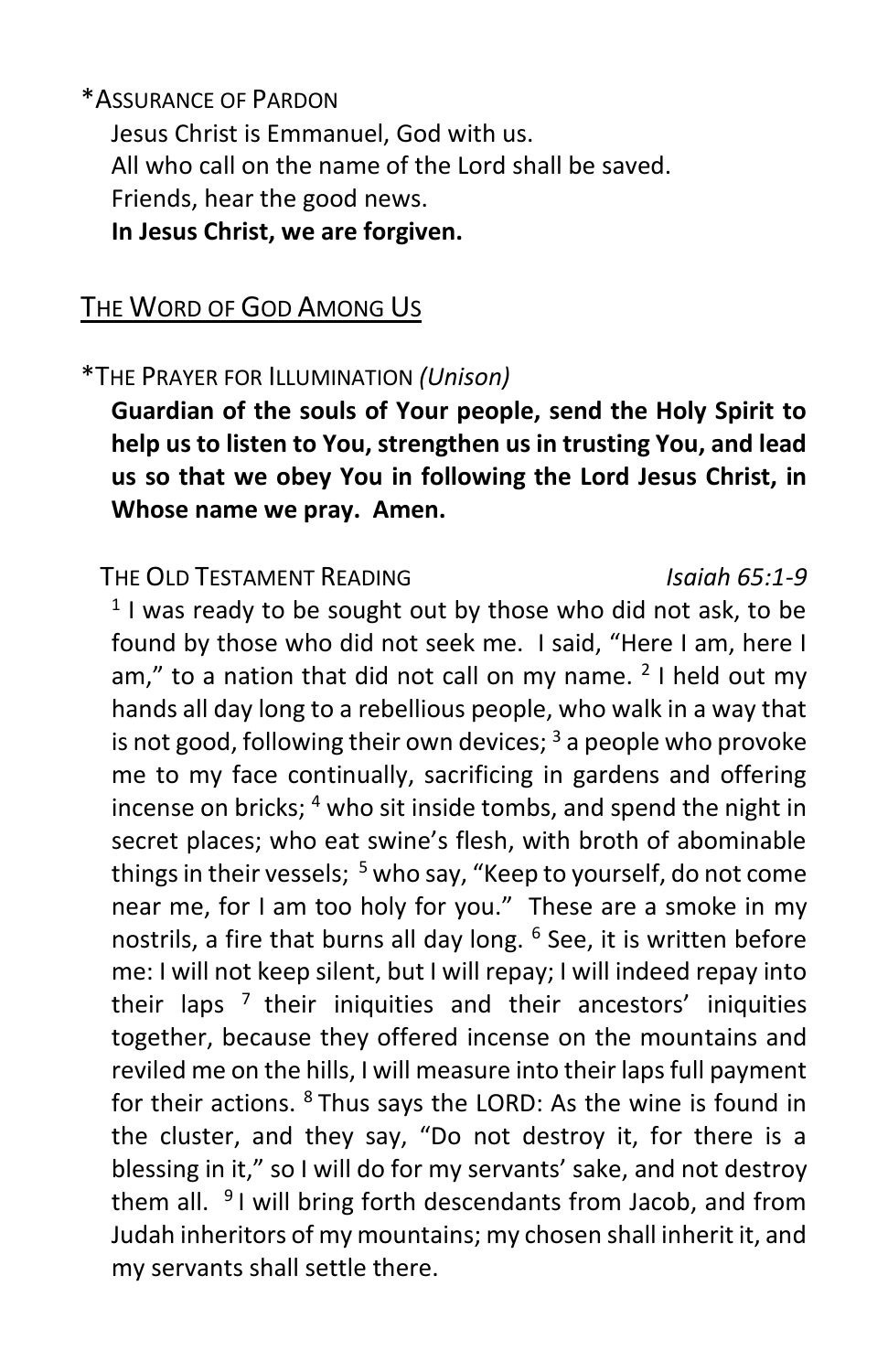*ASSURANCE OF PARDON

Jesus Christ is Emmanuel, God with us.
All who call on the name of the Lord shall be saved.
Friends, hear the good news.
**In Jesus Christ, we are forgiven.**

## THE WORD OF GOD AMONG US

*THE PRAYER FOR ILLUMINATION *(Unison)*

**Guardian of the souls of Your people, send the Holy Spirit to help us to listen to You, strengthen us in trusting You, and lead us so that we obey You in following the Lord Jesus Christ, in Whose name we pray. Amen.**

THE OLD TESTAMENT READING *Isaiah 65:1-9*

[1] I was ready to be sought out by those who did not ask, to be found by those who did not seek me. I said, "Here I am, here I am," to a nation that did not call on my name. [2] I held out my hands all day long to a rebellious people, who walk in a way that is not good, following their own devices; [3] a people who provoke me to my face continually, sacrificing in gardens and offering incense on bricks; [4] who sit inside tombs, and spend the night in secret places; who eat swine's flesh, with broth of abominable things in their vessels; [5] who say, "Keep to yourself, do not come near me, for I am too holy for you." These are a smoke in my nostrils, a fire that burns all day long. [6] See, it is written before me: I will not keep silent, but I will repay; I will indeed repay into their laps [7] their iniquities and their ancestors' iniquities together, because they offered incense on the mountains and reviled me on the hills, I will measure into their laps full payment for their actions. [8] Thus says the LORD: As the wine is found in the cluster, and they say, "Do not destroy it, for there is a blessing in it," so I will do for my servants' sake, and not destroy them all. [9] I will bring forth descendants from Jacob, and from Judah inheritors of my mountains; my chosen shall inherit it, and my servants shall settle there.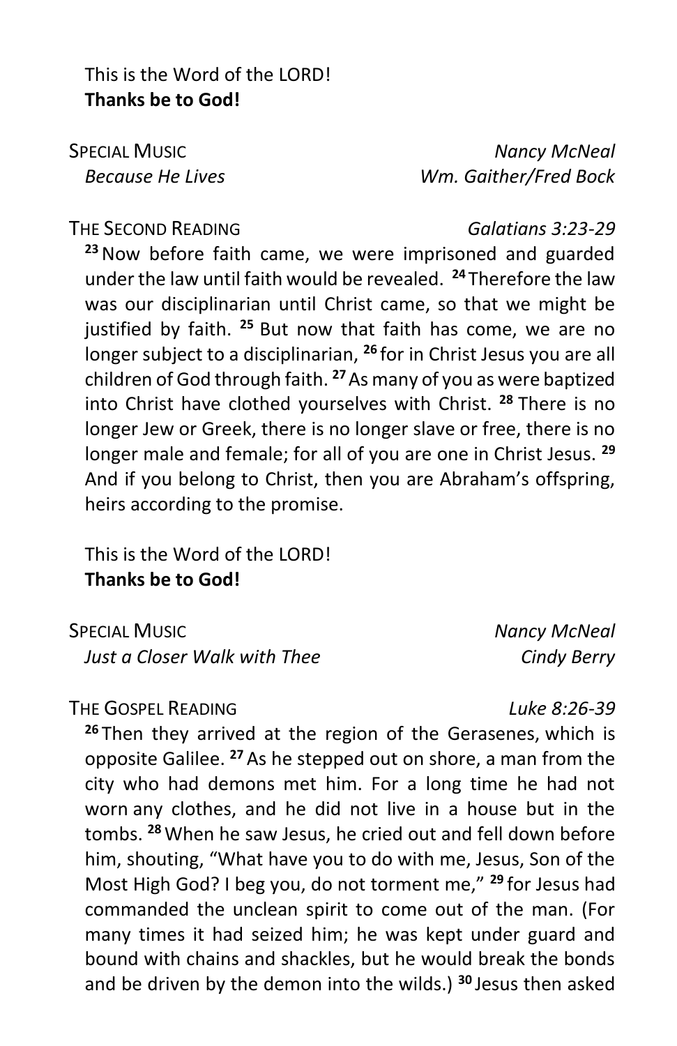This is the Word of the LORD!
**Thanks be to God!**

SPECIAL MUSIC *Nancy McNeal*
*Because He Lives* *Wm. Gaither/Fred Bock*

THE SECOND READING *Galatians 3:23-29*

[23] Now before faith came, we were imprisoned and guarded under the law until faith would be revealed. [24] Therefore the law was our disciplinarian until Christ came, so that we might be justified by faith. [25] But now that faith has come, we are no longer subject to a disciplinarian, [26] for in Christ Jesus you are all children of God through faith. [27] As many of you as were baptized into Christ have clothed yourselves with Christ. [28] There is no longer Jew or Greek, there is no longer slave or free, there is no longer male and female; for all of you are one in Christ Jesus. [29] And if you belong to Christ, then you are Abraham's offspring, heirs according to the promise.

This is the Word of the LORD!
**Thanks be to God!**

SPECIAL MUSIC *Nancy McNeal*
*Just a Closer Walk with Thee* *Cindy Berry*

THE GOSPEL READING *Luke 8:26-39*

[26] Then they arrived at the region of the Gerasenes, which is opposite Galilee. [27] As he stepped out on shore, a man from the city who had demons met him. For a long time he had not worn any clothes, and he did not live in a house but in the tombs. [28] When he saw Jesus, he cried out and fell down before him, shouting, "What have you to do with me, Jesus, Son of the Most High God? I beg you, do not torment me," [29] for Jesus had commanded the unclean spirit to come out of the man. (For many times it had seized him; he was kept under guard and bound with chains and shackles, but he would break the bonds and be driven by the demon into the wilds.) [30] Jesus then asked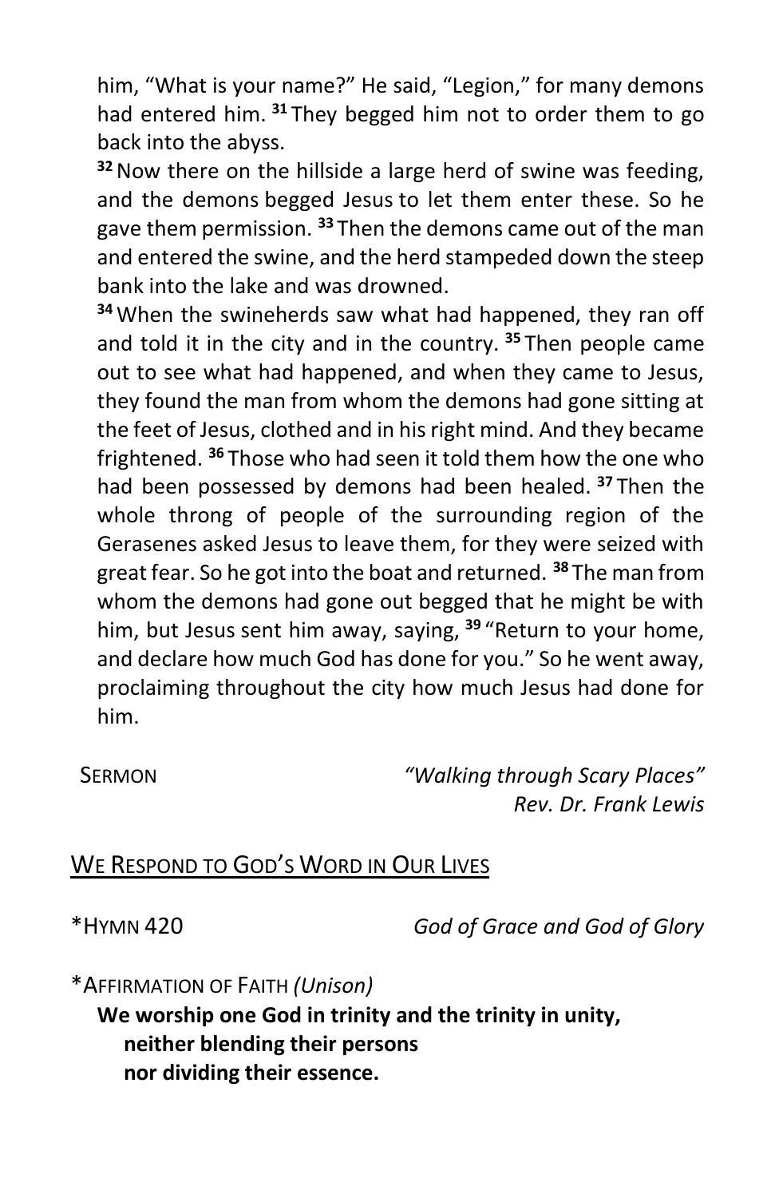him, "What is your name?" He said, "Legion," for many demons had entered him. [31] They begged him not to order them to go back into the abyss.

[32] Now there on the hillside a large herd of swine was feeding, and the demons begged Jesus to let them enter these. So he gave them permission. [33] Then the demons came out of the man and entered the swine, and the herd stampeded down the steep bank into the lake and was drowned.

[34] When the swineherds saw what had happened, they ran off and told it in the city and in the country. [35] Then people came out to see what had happened, and when they came to Jesus, they found the man from whom the demons had gone sitting at the feet of Jesus, clothed and in his right mind. And they became frightened. [36] Those who had seen it told them how the one who had been possessed by demons had been healed. [37] Then the whole throng of people of the surrounding region of the Gerasenes asked Jesus to leave them, for they were seized with great fear. So he got into the boat and returned. [38] The man from whom the demons had gone out begged that he might be with him, but Jesus sent him away, saying, [39] "Return to your home, and declare how much God has done for you." So he went away, proclaiming throughout the city how much Jesus had done for him.

SERMON *"Walking through Scary Places"*
*Rev. Dr. Frank Lewis*

## WE RESPOND TO GOD'S WORD IN OUR LIVES

*HYMN 420 *God of Grace and God of Glory*

*AFFIRMATION OF FAITH *(Unison)*

**We worship one God in trinity and the trinity in unity,**
**neither blending their persons**
**nor dividing their essence.**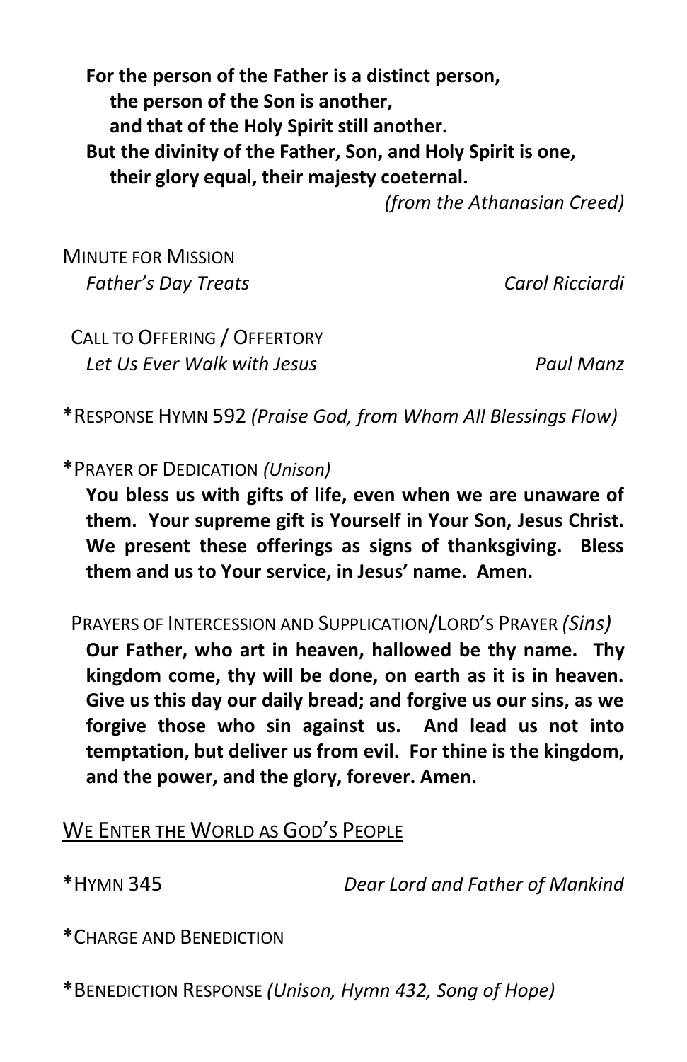**For the person of the Father is a distinct person,**
**the person of the Son is another,**
**and that of the Holy Spirit still another.**
**But the divinity of the Father, Son, and Holy Spirit is one,**
**their glory equal, their majesty coeternal.**

*(from the Athanasian Creed)*

MINUTE FOR MISSION
*Father's Day Treats* *Carol Ricciardi*

CALL TO OFFERING / OFFERTORY
*Let Us Ever Walk with Jesus* *Paul Manz*

*RESPONSE HYMN 592 *(Praise God, from Whom All Blessings Flow)*

*PRAYER OF DEDICATION *(Unison)*

**You bless us with gifts of life, even when we are unaware of them. Your supreme gift is Yourself in Your Son, Jesus Christ. We present these offerings as signs of thanksgiving. Bless them and us to Your service, in Jesus' name. Amen.**

PRAYERS OF INTERCESSION AND SUPPLICATION/LORD'S PRAYER *(Sins)*

**Our Father, who art in heaven, hallowed be thy name. Thy kingdom come, thy will be done, on earth as it is in heaven. Give us this day our daily bread; and forgive us our sins, as we forgive those who sin against us. And lead us not into temptation, but deliver us from evil. For thine is the kingdom, and the power, and the glory, forever. Amen.**

## WE ENTER THE WORLD AS GOD'S PEOPLE

*HYMN 345 *Dear Lord and Father of Mankind*

*CHARGE AND BENEDICTION

*BENEDICTION RESPONSE *(Unison, Hymn 432, Song of Hope)*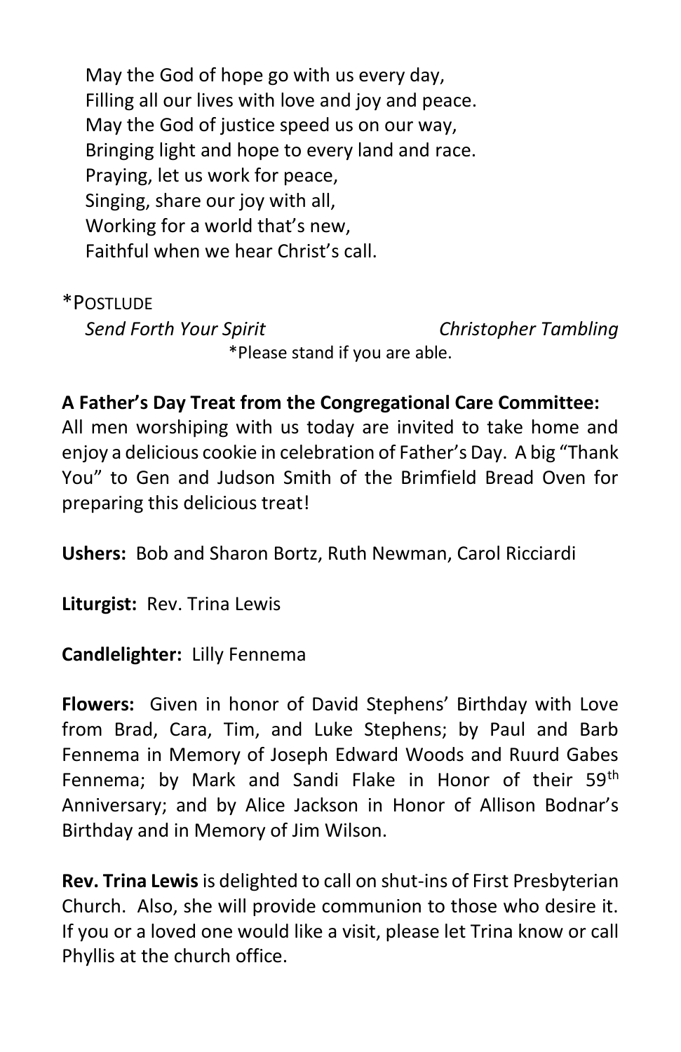May the God of hope go with us every day,
Filling all our lives with love and joy and peace.
May the God of justice speed us on our way,
Bringing light and hope to every land and race.
Praying, let us work for peace,
Singing, share our joy with all,
Working for a world that's new,
Faithful when we hear Christ's call.

*POSTLUDE

*Send Forth Your Spirit* — *Christopher Tambling*

*Please stand if you are able.

**A Father's Day Treat from the Congregational Care Committee:** All men worshiping with us today are invited to take home and enjoy a delicious cookie in celebration of Father's Day. A big "Thank You" to Gen and Judson Smith of the Brimfield Bread Oven for preparing this delicious treat!

**Ushers:** Bob and Sharon Bortz, Ruth Newman, Carol Ricciardi

**Liturgist:** Rev. Trina Lewis

**Candlelighter:** Lilly Fennema

**Flowers:** Given in honor of David Stephens' Birthday with Love from Brad, Cara, Tim, and Luke Stephens; by Paul and Barb Fennema in Memory of Joseph Edward Woods and Ruurd Gabes Fennema; by Mark and Sandi Flake in Honor of their 59th Anniversary; and by Alice Jackson in Honor of Allison Bodnar's Birthday and in Memory of Jim Wilson.

**Rev. Trina Lewis** is delighted to call on shut-ins of First Presbyterian Church. Also, she will provide communion to those who desire it. If you or a loved one would like a visit, please let Trina know or call Phyllis at the church office.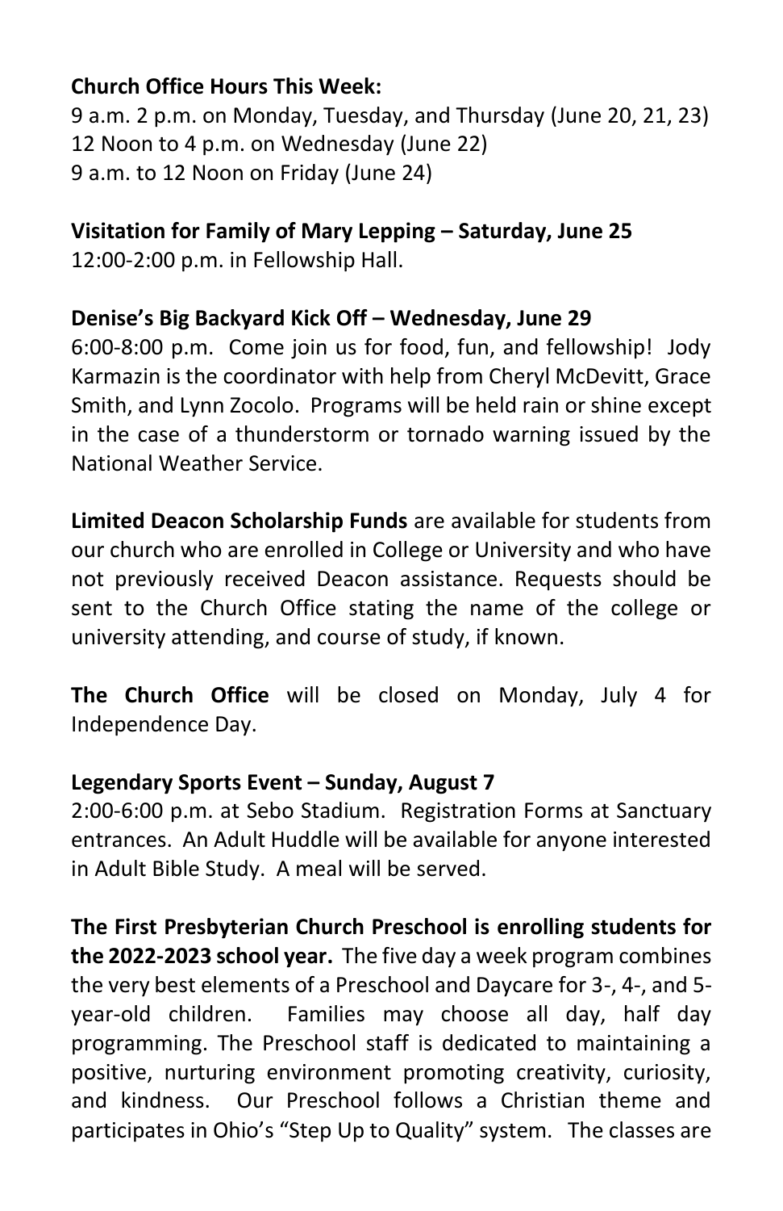**Church Office Hours This Week:**
9 a.m. 2 p.m. on Monday, Tuesday, and Thursday (June 20, 21, 23)
12 Noon to 4 p.m. on Wednesday (June 22)
9 a.m. to 12 Noon on Friday (June 24)

**Visitation for Family of Mary Lepping – Saturday, June 25**
12:00-2:00 p.m. in Fellowship Hall.

**Denise's Big Backyard Kick Off – Wednesday, June 29**
6:00-8:00 p.m. Come join us for food, fun, and fellowship! Jody Karmazin is the coordinator with help from Cheryl McDevitt, Grace Smith, and Lynn Zocolo. Programs will be held rain or shine except in the case of a thunderstorm or tornado warning issued by the National Weather Service.

**Limited Deacon Scholarship Funds** are available for students from our church who are enrolled in College or University and who have not previously received Deacon assistance. Requests should be sent to the Church Office stating the name of the college or university attending, and course of study, if known.

**The Church Office** will be closed on Monday, July 4 for Independence Day.

**Legendary Sports Event – Sunday, August 7**
2:00-6:00 p.m. at Sebo Stadium. Registration Forms at Sanctuary entrances. An Adult Huddle will be available for anyone interested in Adult Bible Study. A meal will be served.

**The First Presbyterian Church Preschool is enrolling students for the 2022-2023 school year.** The five day a week program combines the very best elements of a Preschool and Daycare for 3-, 4-, and 5-year-old children. Families may choose all day, half day programming. The Preschool staff is dedicated to maintaining a positive, nurturing environment promoting creativity, curiosity, and kindness. Our Preschool follows a Christian theme and participates in Ohio's "Step Up to Quality" system. The classes are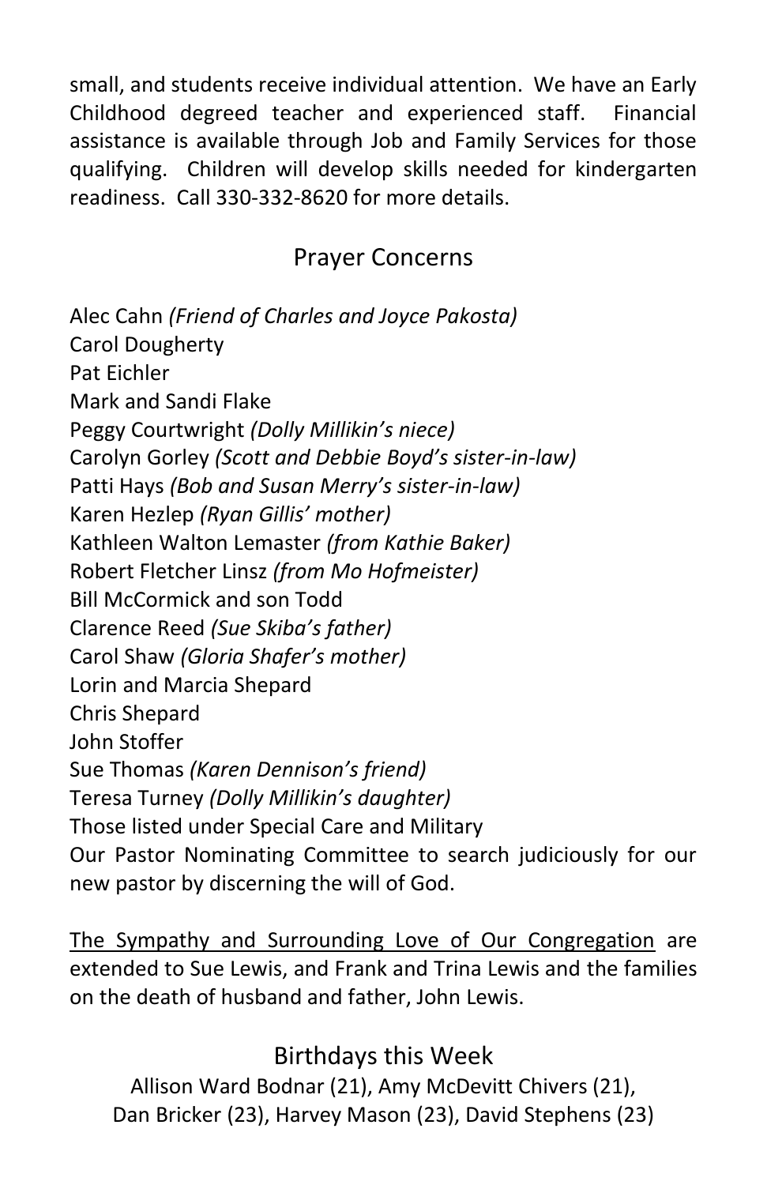small, and students receive individual attention. We have an Early Childhood degreed teacher and experienced staff. Financial assistance is available through Job and Family Services for those qualifying. Children will develop skills needed for kindergarten readiness. Call 330-332-8620 for more details.

## Prayer Concerns

Alec Cahn *(Friend of Charles and Joyce Pakosta)*
Carol Dougherty
Pat Eichler
Mark and Sandi Flake
Peggy Courtwright *(Dolly Millikin's niece)*
Carolyn Gorley *(Scott and Debbie Boyd's sister-in-law)*
Patti Hays *(Bob and Susan Merry's sister-in-law)*
Karen Hezlep *(Ryan Gillis' mother)*
Kathleen Walton Lemaster *(from Kathie Baker)*
Robert Fletcher Linsz *(from Mo Hofmeister)*
Bill McCormick and son Todd
Clarence Reed *(Sue Skiba's father)*
Carol Shaw *(Gloria Shafer's mother)*
Lorin and Marcia Shepard
Chris Shepard
John Stoffer
Sue Thomas *(Karen Dennison's friend)*
Teresa Turney *(Dolly Millikin's daughter)*
Those listed under Special Care and Military
Our Pastor Nominating Committee to search judiciously for our new pastor by discerning the will of God.

<u>The Sympathy and Surrounding Love of Our Congregation</u> are extended to Sue Lewis, and Frank and Trina Lewis and the families on the death of husband and father, John Lewis.

## Birthdays this Week

Allison Ward Bodnar (21), Amy McDevitt Chivers (21),
Dan Bricker (23), Harvey Mason (23), David Stephens (23)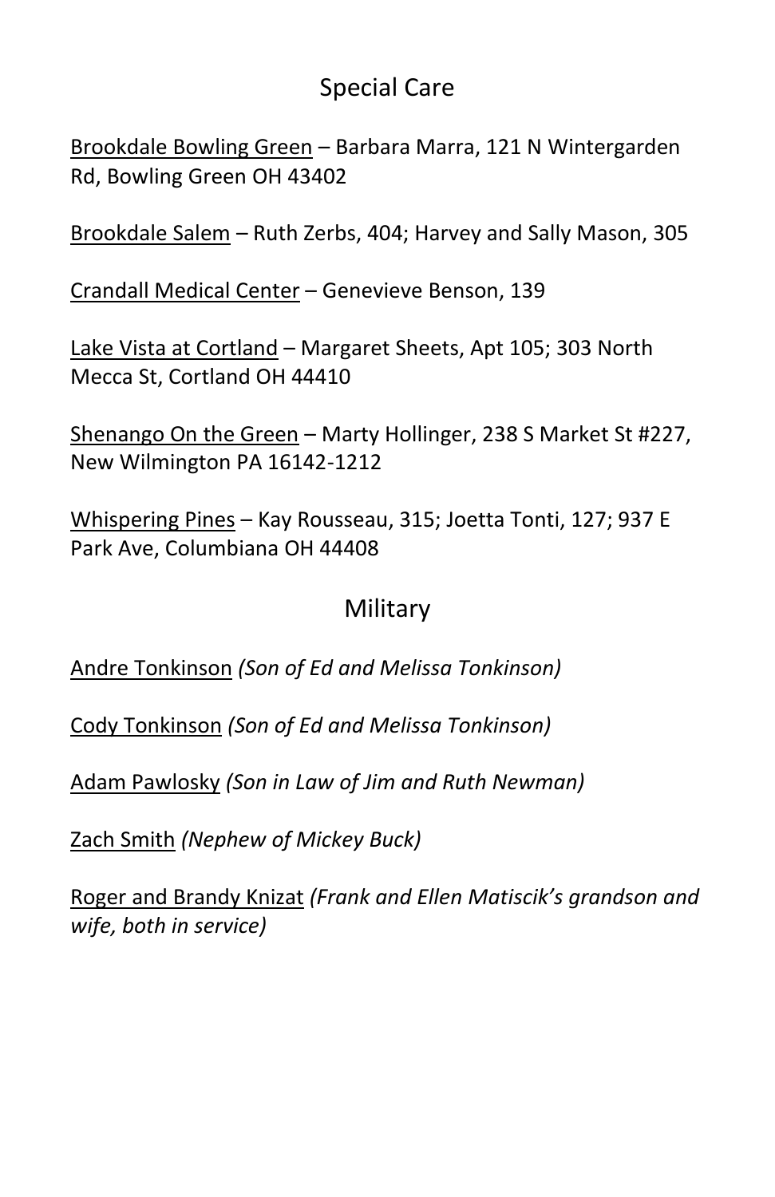## Special Care

Brookdale Bowling Green – Barbara Marra, 121 N Wintergarden Rd, Bowling Green OH 43402

Brookdale Salem – Ruth Zerbs, 404; Harvey and Sally Mason, 305

Crandall Medical Center – Genevieve Benson, 139

Lake Vista at Cortland – Margaret Sheets, Apt 105; 303 North Mecca St, Cortland OH 44410

Shenango On the Green – Marty Hollinger, 238 S Market St #227, New Wilmington PA 16142-1212

Whispering Pines – Kay Rousseau, 315; Joetta Tonti, 127; 937 E Park Ave, Columbiana OH 44408

## Military

Andre Tonkinson *(Son of Ed and Melissa Tonkinson)*

Cody Tonkinson *(Son of Ed and Melissa Tonkinson)*

Adam Pawlosky *(Son in Law of Jim and Ruth Newman)*

Zach Smith *(Nephew of Mickey Buck)*

Roger and Brandy Knizat *(Frank and Ellen Matiscik's grandson and wife, both in service)*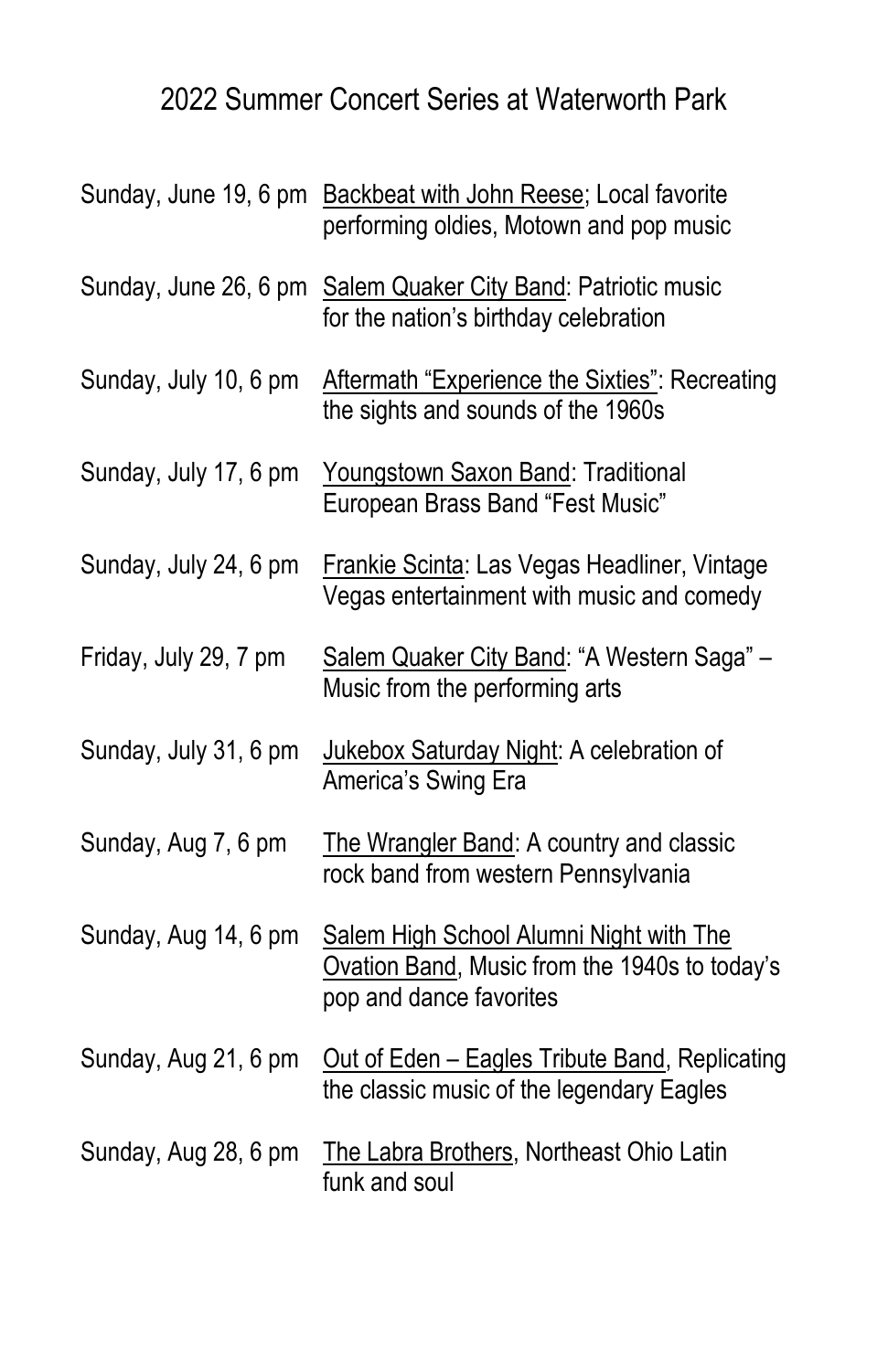# 2022 Summer Concert Series at Waterworth Park

Sunday, June 19, 6 pm — Backbeat with John Reese; Local favorite performing oldies, Motown and pop music

Sunday, June 26, 6 pm — Salem Quaker City Band: Patriotic music for the nation's birthday celebration

Sunday, July 10, 6 pm — Aftermath "Experience the Sixties": Recreating the sights and sounds of the 1960s

Sunday, July 17, 6 pm — Youngstown Saxon Band: Traditional European Brass Band "Fest Music"

Sunday, July 24, 6 pm — Frankie Scinta: Las Vegas Headliner, Vintage Vegas entertainment with music and comedy

Friday, July 29, 7 pm — Salem Quaker City Band: "A Western Saga" – Music from the performing arts

Sunday, July 31, 6 pm — Jukebox Saturday Night: A celebration of America's Swing Era

Sunday, Aug 7, 6 pm — The Wrangler Band: A country and classic rock band from western Pennsylvania

Sunday, Aug 14, 6 pm — Salem High School Alumni Night with The Ovation Band, Music from the 1940s to today's pop and dance favorites

Sunday, Aug 21, 6 pm — Out of Eden – Eagles Tribute Band, Replicating the classic music of the legendary Eagles

Sunday, Aug 28, 6 pm — The Labra Brothers, Northeast Ohio Latin funk and soul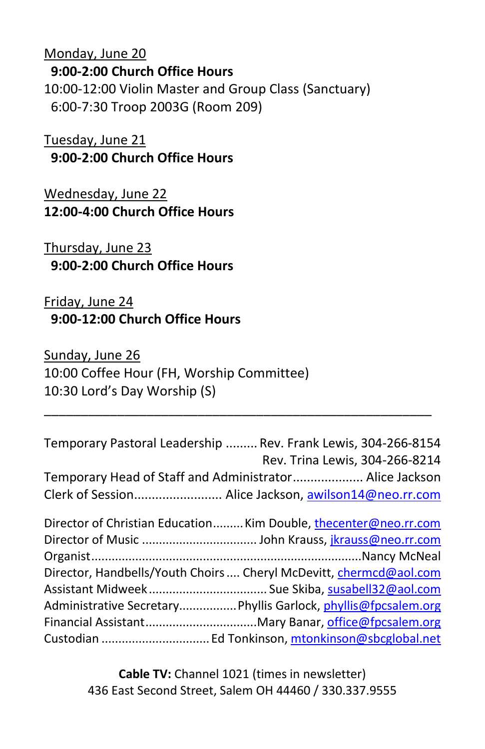Monday, June 20

**9:00-2:00 Church Office Hours**

10:00-12:00 Violin Master and Group Class (Sanctuary)

6:00-7:30 Troop 2003G (Room 209)

Tuesday, June 21

**9:00-2:00 Church Office Hours**

Wednesday, June 22

**12:00-4:00 Church Office Hours**

Thursday, June 23

**9:00-2:00 Church Office Hours**

Friday, June 24

**9:00-12:00 Church Office Hours**

Sunday, June 26

10:00 Coffee Hour (FH, Worship Committee)

10:30 Lord's Day Worship (S)

---

Temporary Pastoral Leadership ......... Rev. Frank Lewis, 304-266-8154
Rev. Trina Lewis, 304-266-8214

Temporary Head of Staff and Administrator.................... Alice Jackson

Clerk of Session......................... Alice Jackson, awilson14@neo.rr.com

Director of Christian Education......... Kim Double, thecenter@neo.rr.com

Director of Music ................................. John Krauss, jkrauss@neo.rr.com

Organist.............................................................................Nancy McNeal

Director, Handbells/Youth Choirs .... Cheryl McDevitt, chermcd@aol.com

Assistant Midweek .................................. Sue Skiba, susabell32@aol.com

Administrative Secretary................. Phyllis Garlock, phyllis@fpcsalem.org

Financial Assistant................................Mary Banar, office@fpcsalem.org

Custodian ............................... Ed Tonkinson, mtonkinson@sbcglobal.net

**Cable TV:** Channel 1021 (times in newsletter)

436 East Second Street, Salem OH 44460 / 330.337.9555